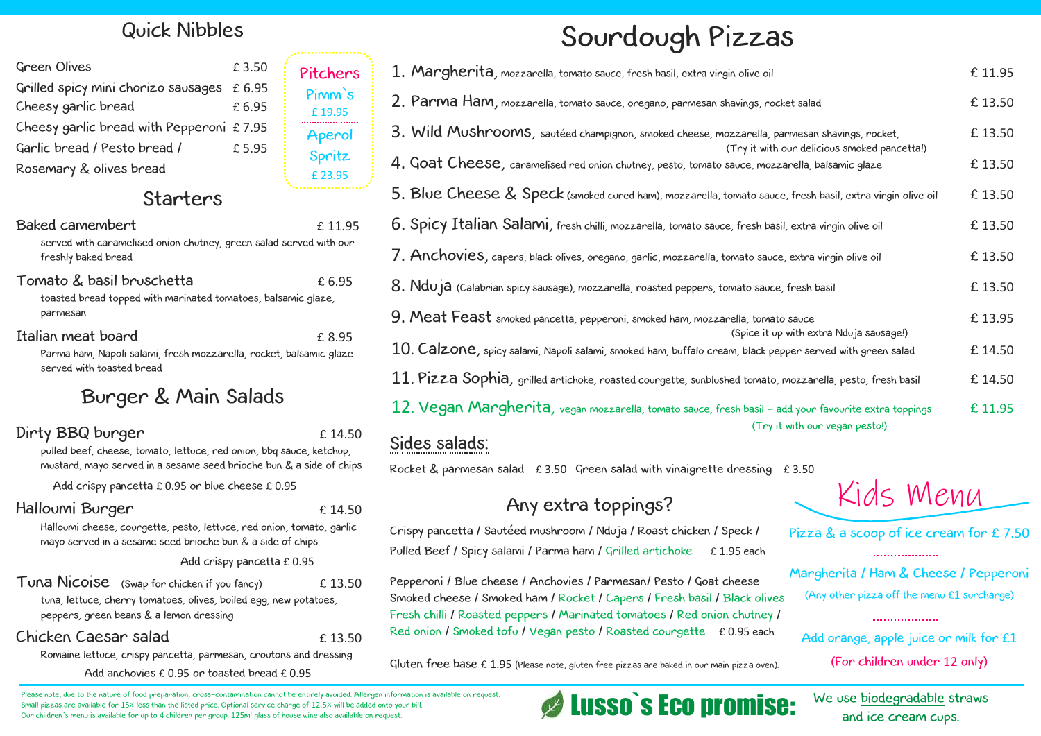## Quick Nibbles

| | |
|---|---|
| Green Olives | £ 3.50 |
| Grilled spicy mini chorizo sausages | £ 6.95 |
| Cheesy garlic bread | £ 6.95 |
| Cheesy garlic bread with Pepperoni | £ 7.95 |
| Garlic bread / Pesto bread / Rosemary & olives bread | £ 5.95 |

### Pitchers

Pimm`s £ 19.95

Aperol Spritz £ 23.95

## Starters

**Baked camembert** £ 11.95
served with caramelised onion chutney, green salad served with our freshly baked bread

**Tomato & basil bruschetta** £ 6.95
toasted bread topped with marinated tomatoes, balsamic glaze, parmesan

**Italian meat board** £ 8.95
Parma ham, Napoli salami, fresh mozzarella, rocket, balsamic glaze served with toasted bread

## Burger & Main Salads

**Dirty BBQ burger** £ 14.50
pulled beef, cheese, tomato, lettuce, red onion, bbq sauce, ketchup, mustard, mayo served in a sesame seed brioche bun & a side of chips
Add crispy pancetta £ 0.95 or blue cheese £ 0.95

**Halloumi Burger** £ 14.50
Halloumi cheese, courgette, pesto, lettuce, red onion, tomato, garlic mayo served in a sesame seed brioche bun & a side of chips
Add crispy pancetta £ 0.95

**Tuna Nicoise** (Swap for chicken if you fancy) £ 13.50
tuna, lettuce, cherry tomatoes, olives, boiled egg, new potatoes, peppers, green beans & a lemon dressing

**Chicken Caesar salad** £ 13.50
Romaine lettuce, crispy pancetta, parmesan, croutons and dressing
Add anchovies £ 0.95 or toasted bread £ 0.95

# Sourdough Pizzas

1. **Margherita**, mozzarella, tomato sauce, fresh basil, extra virgin olive oil — £ 11.95
2. **Parma Ham**, mozzarella, tomato sauce, oregano, parmesan shavings, rocket salad — £ 13.50
3. **Wild Mushrooms**, sautéed champignon, smoked cheese, mozzarella, parmesan shavings, rocket, (Try it with our delicious smoked pancetta!) — £ 13.50
4. **Goat Cheese**, caramelised red onion chutney, pesto, tomato sauce, mozzarella, balsamic glaze — £ 13.50
5. **Blue Cheese & Speck** (smoked cured ham), mozzarella, tomato sauce, fresh basil, extra virgin olive oil — £ 13.50
6. **Spicy Italian Salami**, fresh chilli, mozzarella, tomato sauce, fresh basil, extra virgin olive oil — £ 13.50
7. **Anchovies**, capers, black olives, oregano, garlic, mozzarella, tomato sauce, extra virgin olive oil — £ 13.50
8. **Nduja** (Calabrian spicy sausage), mozzarella, roasted peppers, tomato sauce, fresh basil — £ 13.50
9. **Meat Feast** smoked pancetta, pepperoni, smoked ham, mozzarella, tomato sauce (Spice it up with extra Nduja sausage!) — £ 13.95
10. **Calzone**, spicy salami, Napoli salami, smoked ham, buffalo cream, black pepper served with green salad — £ 14.50
11. **Pizza Sophia**, grilled artichoke, roasted courgette, sunblushed tomato, mozzarella, pesto, fresh basil — £ 14.50
12. **Vegan Margherita**, vegan mozzarella, tomato sauce, fresh basil – add your favourite extra toppings (Try it with our vegan pesto!) — £ 11.95

## Sides salads:

Rocket & parmesan salad £ 3.50 Green salad with vinaigrette dressing £ 3.50

## Any extra toppings?

Crispy pancetta / Sautéed mushroom / Nduja / Roast chicken / Speck / Pulled Beef / Spicy salami / Parma ham / Grilled artichoke £ 1.95 each

Pepperoni / Blue cheese / Anchovies / Parmesan/ Pesto / Goat cheese Smoked cheese / Smoked ham / Rocket / Capers / Fresh basil / Black olives Fresh chilli / Roasted peppers / Marinated tomatoes / Red onion chutney / Red onion / Smoked tofu / Vegan pesto / Roasted courgette £ 0.95 each

Gluten free base £ 1.95 (Please note, gluten free pizzas are baked in our main pizza oven).

## Kids Menu

Pizza & a scoop of ice cream for £ 7.50

Margherita / Ham & Cheese / Pepperoni
(Any other pizza off the menu £1 surcharge)

Add orange, apple juice or milk for £1
(For children under 12 only)

Please note, due to the nature of food preparation, cross-contamination cannot be entirely avoided. Allergen information is available on request.
Small pizzas are available for 15% less than the listed price. Optional service charge of 12.5% will be added onto your bill.
Our children`s menu is available for up to 4 children per group. 125ml glass of house wine also available on request.

**Lusso`s Eco promise:** We use biodegradable straws and ice cream cups.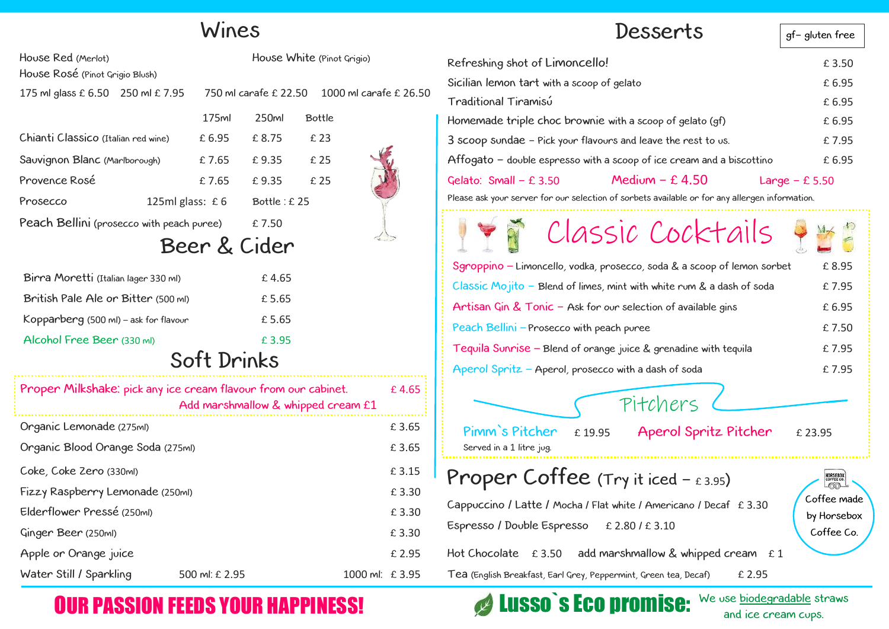# Wines

House Red (Merlot)
House White (Pinot Grigio)
House Rosé (Pinot Grigio Blush)

175 ml glass £ 6.50 | 250 ml £ 7.95 | 750 ml carafe £ 22.50 | 1000 ml carafe £ 26.50

| | 175ml | 250ml | Bottle |
|---|---|---|---|
| Chianti Classico (Italian red wine) | £ 6.95 | £ 8.75 | £ 23 |
| Sauvignon Blanc (Marlborough) | £ 7.65 | £ 9.35 | £ 25 |
| Provence Rosé | £ 7.65 | £ 9.35 | £ 25 |

Prosecco — 125ml glass: £ 6 — Bottle : £ 25

Peach Bellini (prosecco with peach puree) — £ 7.50

# Beer & Cider

| | |
|---|---|
| Birra Moretti (Italian lager 330 ml) | £ 4.65 |
| British Pale Ale or Bitter (500 ml) | £ 5.65 |
| Kopparberg (500 ml) – ask for flavour | £ 5.65 |
| Alcohol Free Beer (330 ml) | £ 3.95 |

# Soft Drinks

Proper Milkshake: pick any ice cream flavour from our cabinet. — £ 4.65
Add marshmallow & whipped cream £1

| | |
|---|---|
| Organic Lemonade (275ml) | £ 3.65 |
| Organic Blood Orange Soda (275ml) | £ 3.65 |
| Coke, Coke Zero (330ml) | £ 3.15 |
| Fizzy Raspberry Lemonade (250ml) | £ 3.30 |
| Elderflower Pressé (250ml) | £ 3.30 |
| Ginger Beer (250ml) | £ 3.30 |
| Apple or Orange juice | £ 2.95 |
| Water Still / Sparkling — 500 ml: £ 2.95 | 1000 ml: £ 3.95 |

# Desserts

gf– gluten free

| | |
|---|---|
| Refreshing shot of Limoncello! | £ 3.50 |
| Sicilian lemon tart with a scoop of gelato | £ 6.95 |
| Traditional Tiramisú | £ 6.95 |
| Homemade triple choc brownie with a scoop of gelato (gf) | £ 6.95 |
| 3 scoop sundae – Pick your flavours and leave the rest to us. | £ 7.95 |
| Affogato – double espresso with a scoop of ice cream and a biscottino | £ 6.95 |

Gelato: Small – £ 3.50 | Medium – £ 4.50 | Large – £ 5.50

Please ask your server for our selection of sorbets available or for any allergen information.

# Classic Cocktails

| | |
|---|---|
| Sgroppino – Limoncello, vodka, prosecco, soda & a scoop of lemon sorbet | £ 8.95 |
| Classic Mojito – Blend of limes, mint with white rum & a dash of soda | £ 7.95 |
| Artisan Gin & Tonic – Ask for our selection of available gins | £ 6.95 |
| Peach Bellini – Prosecco with peach puree | £ 7.50 |
| Tequila Sunrise – Blend of orange juice & grenadine with tequila | £ 7.95 |
| Aperol Spritz – Aperol, prosecco with a dash of soda | £ 7.95 |

## Pitchers

Pimm`s Pitcher £ 19.95 | Aperol Spritz Pitcher £ 23.95

Served in a 1 litre jug.

# Proper Coffee (Try it iced – £ 3.95)

Cappuccino / Latte / Mocha / Flat white / Americano / Decaf £ 3.30

Espresso / Double Espresso £ 2.80 / £ 3.10

Hot Chocolate £ 3.50 — add marshmallow & whipped cream £ 1

Tea (English Breakfast, Earl Grey, Peppermint, Green tea, Decaf) £ 2.95

Coffee made by Horsebox Coffee Co.

**OUR PASSION FEEDS YOUR HAPPINESS!**

**Lusso`s Eco promise:** We use biodegradable straws and ice cream cups.